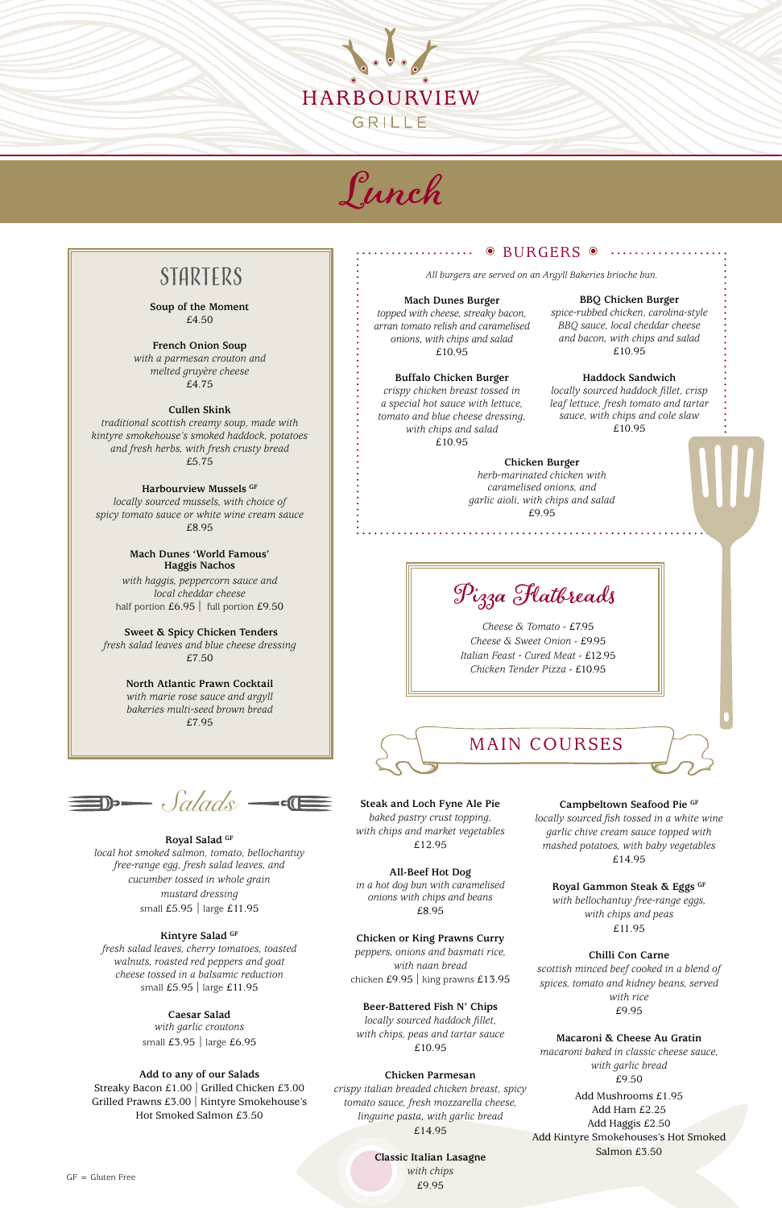# HARBOURVIEW
GRILLE

# Lunch

## STARTERS

**Soup of the Moment**
£4.50

**French Onion Soup**
*with a parmesan crouton and melted gruyère cheese*
£4.75

**Cullen Skink**
*traditional scottish creamy soup, made with kintyre smokehouse's smoked haddock, potatoes and fresh herbs, with fresh crusty bread*
£5.75

**Harbourview Mussels** GF
*locally sourced mussels, with choice of spicy tomato sauce or white wine cream sauce*
£8.95

**Mach Dunes 'World Famous' Haggis Nachos**
*with haggis, peppercorn sauce and local cheddar cheese*
half portion £6.95 | full portion £9.50

**Sweet & Spicy Chicken Tenders**
*fresh salad leaves and blue cheese dressing*
£7.50

**North Atlantic Prawn Cocktail**
*with marie rose sauce and argyll bakeries multi-seed brown bread*
£7.95

## Salads

**Royal Salad** GF
*local hot smoked salmon, tomato, bellochantuy free-range egg, fresh salad leaves, and cucumber tossed in whole grain mustard dressing*
small £5.95 | large £11.95

**Kintyre Salad** GF
*fresh salad leaves, cherry tomatoes, toasted walnuts, roasted red peppers and goat cheese tossed in a balsamic reduction*
small £5.95 | large £11.95

**Caesar Salad**
*with garlic croutons*
small £3.95 | large £6.95

**Add to any of our Salads**
Streaky Bacon £1.00 | Grilled Chicken £3.00
Grilled Prawns £3.00 | Kintyre Smokehouse's Hot Smoked Salmon £3.50

## BURGERS

*All burgers are served on an Argyll Bakeries brioche bun.*

**Mach Dunes Burger**
*topped with cheese, streaky bacon, arran tomato relish and caramelised onions, with chips and salad*
£10.95

**BBQ Chicken Burger**
*spice-rubbed chicken, carolina-style BBQ sauce, local cheddar cheese and bacon, with chips and salad*
£10.95

**Buffalo Chicken Burger**
*crispy chicken breast tossed in a special hot sauce with lettuce, tomato and blue cheese dressing, with chips and salad*
£10.95

**Haddock Sandwich**
*locally sourced haddock fillet, crisp leaf lettuce, fresh tomato and tartar sauce, with chips and cole slaw*
£10.95

**Chicken Burger**
*herb-marinated chicken with caramelised onions, and garlic aioli, with chips and salad*
£9.95

## Pizza Flatbreads

*Cheese & Tomato - £7.95*
*Cheese & Sweet Onion - £9.95*
*Italian Feast - Cured Meat - £12.95*
*Chicken Tender Pizza - £10.95*

## MAIN COURSES

**Steak and Loch Fyne Ale Pie**
*baked pastry crust topping, with chips and market vegetables*
£12.95

**All-Beef Hot Dog**
*in a hot dog bun with caramelised onions with chips and beans*
£8.95

**Chicken or King Prawns Curry**
*peppers, onions and basmati rice, with naan bread*
chicken £9.95 | king prawns £13.95

**Beer-Battered Fish N' Chips**
*locally sourced haddock fillet, with chips, peas and tartar sauce*
£10.95

**Chicken Parmesan**
*crispy italian breaded chicken breast, spicy tomato sauce, fresh mozzarella cheese, linguine pasta, with garlic bread*
£14.95

**Classic Italian Lasagne**
*with chips*
£9.95

**Campbeltown Seafood Pie** GF
*locally sourced fish tossed in a white wine garlic chive cream sauce topped with mashed potatoes, with baby vegetables*
£14.95

**Royal Gammon Steak & Eggs** GF
*with bellochantuy free-range eggs, with chips and peas*
£11.95

**Chilli Con Carne**
*scottish minced beef cooked in a blend of spices, tomato and kidney beans, served with rice*
£9.95

**Macaroni & Cheese Au Gratin**
*macaroni baked in classic cheese sauce, with garlic bread*
£9.50

Add Mushrooms £1.95
Add Ham £2.25
Add Haggis £2.50
Add Kintyre Smokehouses's Hot Smoked Salmon £3.50

GF = Gluten Free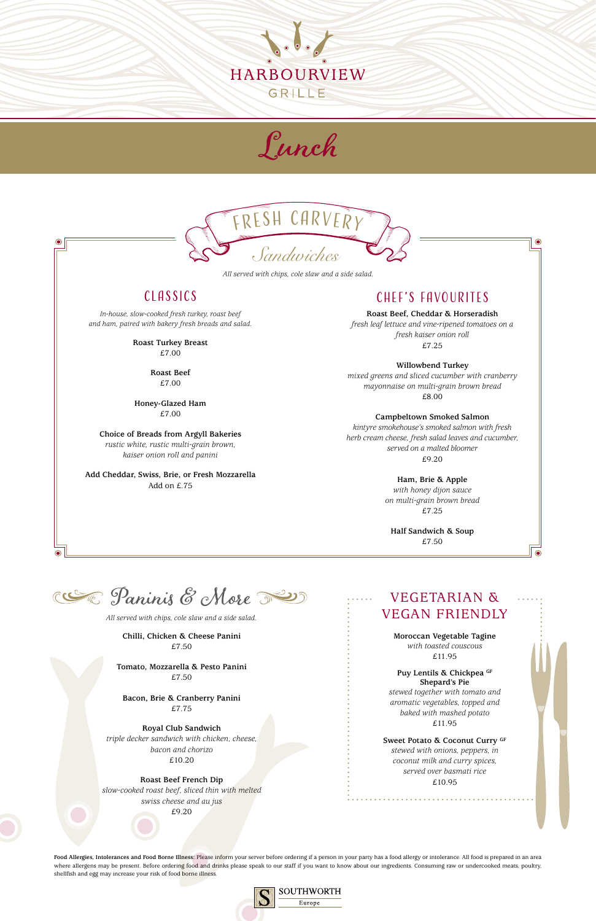# HARBOURVIEW GRILLE

# Lunch

## FRESH CARVERY Sandwiches

*All served with chips, cole slaw and a side salad.*

### CLASSICS

*In-house, slow-cooked fresh turkey, roast beef and ham, paired with bakery fresh breads and salad.*

**Roast Turkey Breast**
£7.00

**Roast Beef**
£7.00

**Honey-Glazed Ham**
£7.00

**Choice of Breads from Argyll Bakeries**
*rustic white, rustic multi-grain brown, kaiser onion roll and panini*

**Add Cheddar, Swiss, Brie, or Fresh Mozzarella**
Add on £.75

### CHEF'S FAVOURITES

**Roast Beef, Cheddar & Horseradish**
*fresh leaf lettuce and vine-ripened tomatoes on a fresh kaiser onion roll*
£7.25

**Willowbend Turkey**
*mixed greens and sliced cucumber with cranberry mayonnaise on multi-grain brown bread*
£8.00

**Campbeltown Smoked Salmon**
*kintyre smokehouse's smoked salmon with fresh herb cream cheese, fresh salad leaves and cucumber, served on a malted bloomer*
£9.20

**Ham, Brie & Apple**
*with honey dijon sauce on multi-grain brown bread*
£7.25

**Half Sandwich & Soup**
£7.50

## Paninis & More

*All served with chips, cole slaw and a side salad.*

**Chilli, Chicken & Cheese Panini**
£7.50

**Tomato, Mozzarella & Pesto Panini**
£7.50

**Bacon, Brie & Cranberry Panini**
£7.75

**Royal Club Sandwich**
*triple decker sandwich with chicken, cheese, bacon and chorizo*
£10.20

**Roast Beef French Dip**
*slow-cooked roast beef, sliced thin with melted swiss cheese and au jus*
£9.20

## VEGETARIAN & VEGAN FRIENDLY

**Moroccan Vegetable Tagine**
*with toasted couscous*
£11.95

**Puy Lentils & Chickpea GF Shepard's Pie**
*stewed together with tomato and aromatic vegetables, topped and baked with mashed potato*
£11.95

**Sweet Potato & Coconut Curry GF**
*stewed with onions, peppers, in coconut milk and curry spices, served over basmati rice*
£10.95

**Food Allergies, Intolerances and Food Borne Illness:** Please inform your server before ordering if a person in your party has a food allergy or intolerance. All food is prepared in an area where allergens may be present. Before ordering food and drinks please speak to our staff if you want to know about our ingredients. Consuming raw or undercooked meats, poultry, shellfish and egg may increase your risk of food borne illness.

SOUTHWORTH Europe